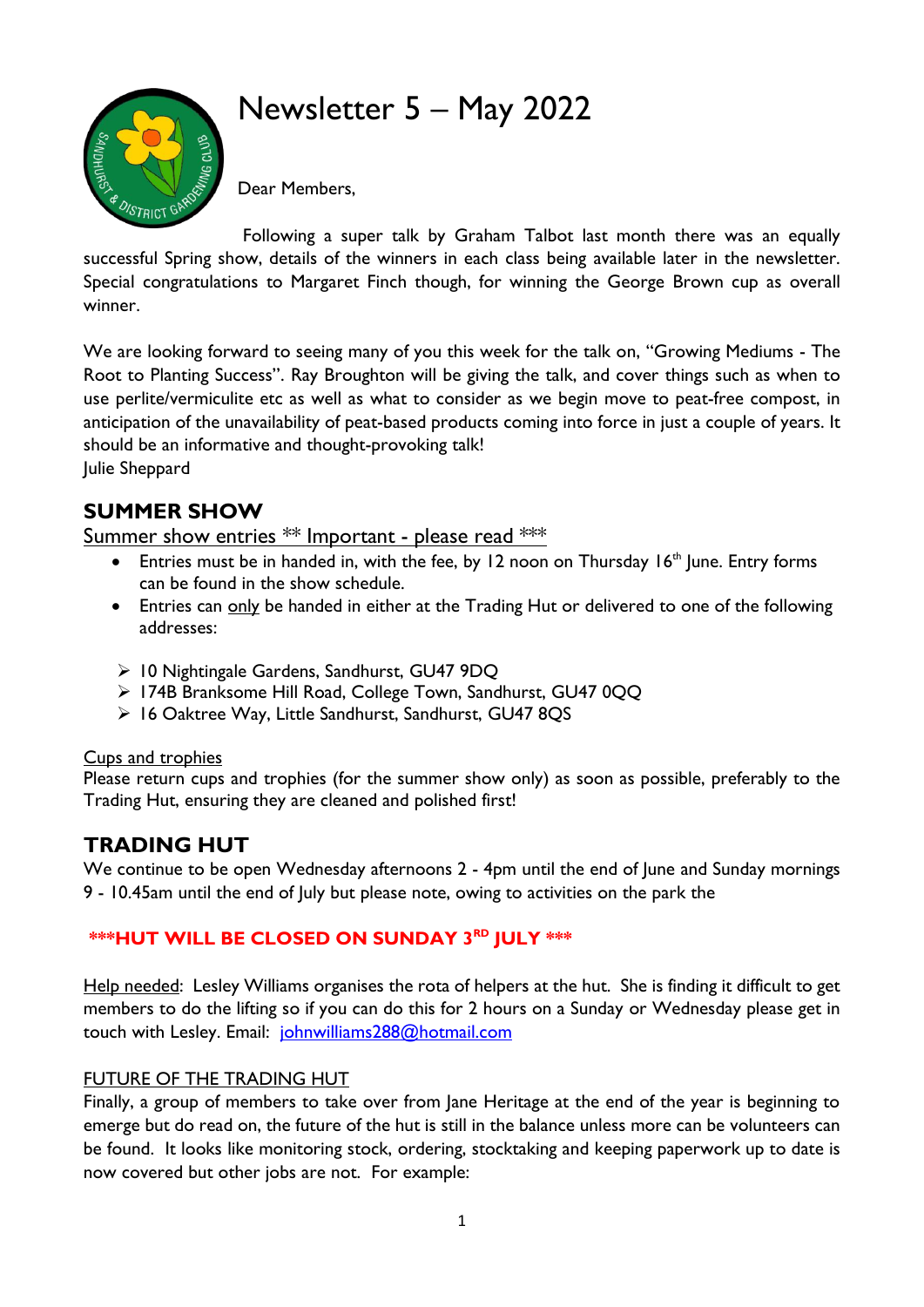# Newsletter 5 – May 2022

Dear Members,

Following a super talk by Graham Talbot last month there was an equally successful Spring show, details of the winners in each class being available later in the newsletter. Special congratulations to Margaret Finch though, for winning the George Brown cup as overall winner.

We are looking forward to seeing many of you this week for the talk on, "Growing Mediums - The Root to Planting Success". Ray Broughton will be giving the talk, and cover things such as when to use perlite/vermiculite etc as well as what to consider as we begin move to peat-free compost, in anticipation of the unavailability of peat-based products coming into force in just a couple of years. It should be an informative and thought-provoking talk!
Julie Sheppard

## SUMMER SHOW

Summer show entries ** Important - please read ***

- Entries must be in handed in, with the fee, by 12 noon on Thursday 16th June. Entry forms can be found in the show schedule.
- Entries can only be handed in either at the Trading Hut or delivered to one of the following addresses:

- 10 Nightingale Gardens, Sandhurst, GU47 9DQ
- 174B Branksome Hill Road, College Town, Sandhurst, GU47 0QQ
- 16 Oaktree Way, Little Sandhurst, Sandhurst, GU47 8QS

Cups and trophies

Please return cups and trophies (for the summer show only) as soon as possible, preferably to the Trading Hut, ensuring they are cleaned and polished first!

## TRADING HUT

We continue to be open Wednesday afternoons 2 - 4pm until the end of June and Sunday mornings 9 - 10.45am until the end of July but please note, owing to activities on the park the

**\*\*\*HUT WILL BE CLOSED ON SUNDAY 3RD JULY \*\*\***

Help needed: Lesley Williams organises the rota of helpers at the hut. She is finding it difficult to get members to do the lifting so if you can do this for 2 hours on a Sunday or Wednesday please get in touch with Lesley. Email: johnwilliams288@hotmail.com

FUTURE OF THE TRADING HUT

Finally, a group of members to take over from Jane Heritage at the end of the year is beginning to emerge but do read on, the future of the hut is still in the balance unless more can be volunteers can be found. It looks like monitoring stock, ordering, stocktaking and keeping paperwork up to date is now covered but other jobs are not. For example: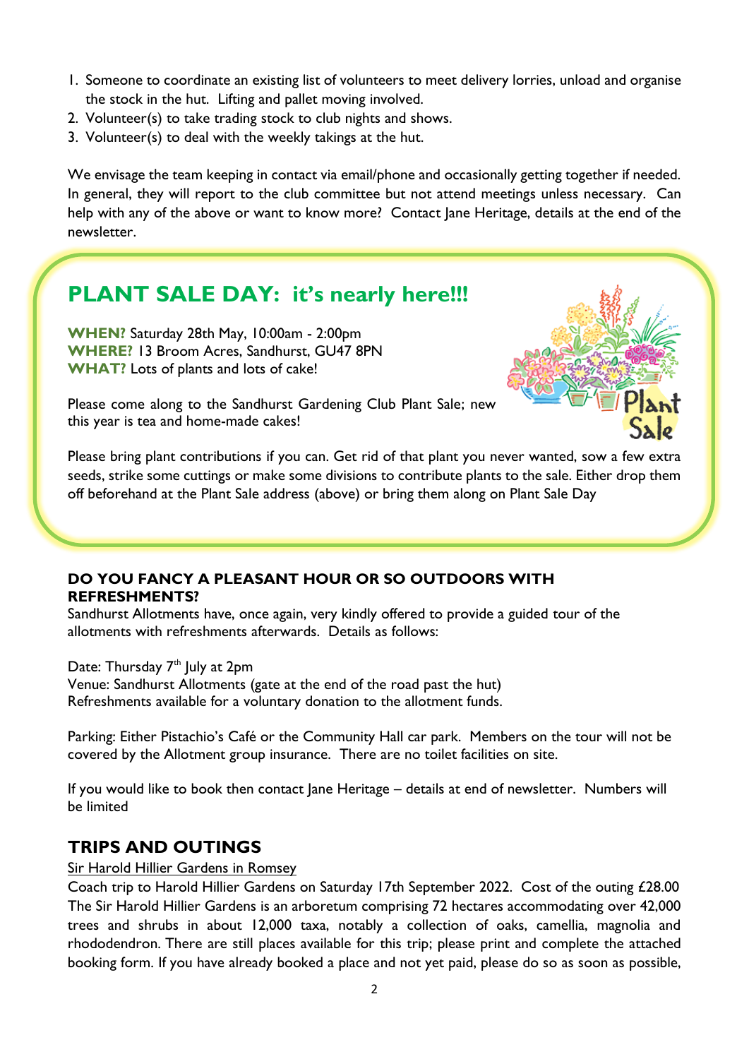1. Someone to coordinate an existing list of volunteers to meet delivery lorries, unload and organise the stock in the hut. Lifting and pallet moving involved.
2. Volunteer(s) to take trading stock to club nights and shows.
3. Volunteer(s) to deal with the weekly takings at the hut.

We envisage the team keeping in contact via email/phone and occasionally getting together if needed. In general, they will report to the club committee but not attend meetings unless necessary. Can help with any of the above or want to know more? Contact Jane Heritage, details at the end of the newsletter.

## PLANT SALE DAY: it's nearly here!!!

**WHEN?** Saturday 28th May, 10:00am - 2:00pm
**WHERE?** 13 Broom Acres, Sandhurst, GU47 8PN
**WHAT?** Lots of plants and lots of cake!

Please come along to the Sandhurst Gardening Club Plant Sale; new this year is tea and home-made cakes!

Please bring plant contributions if you can. Get rid of that plant you never wanted, sow a few extra seeds, strike some cuttings or make some divisions to contribute plants to the sale. Either drop them off beforehand at the Plant Sale address (above) or bring them along on Plant Sale Day

### DO YOU FANCY A PLEASANT HOUR OR SO OUTDOORS WITH REFRESHMENTS?

Sandhurst Allotments have, once again, very kindly offered to provide a guided tour of the allotments with refreshments afterwards. Details as follows:

Date: Thursday 7th July at 2pm
Venue: Sandhurst Allotments (gate at the end of the road past the hut)
Refreshments available for a voluntary donation to the allotment funds.

Parking: Either Pistachio's Café or the Community Hall car park. Members on the tour will not be covered by the Allotment group insurance. There are no toilet facilities on site.

If you would like to book then contact Jane Heritage – details at end of newsletter. Numbers will be limited

## TRIPS AND OUTINGS

Sir Harold Hillier Gardens in Romsey

Coach trip to Harold Hillier Gardens on Saturday 17th September 2022. Cost of the outing £28.00 The Sir Harold Hillier Gardens is an arboretum comprising 72 hectares accommodating over 42,000 trees and shrubs in about 12,000 taxa, notably a collection of oaks, camellia, magnolia and rhododendron. There are still places available for this trip; please print and complete the attached booking form. If you have already booked a place and not yet paid, please do so as soon as possible,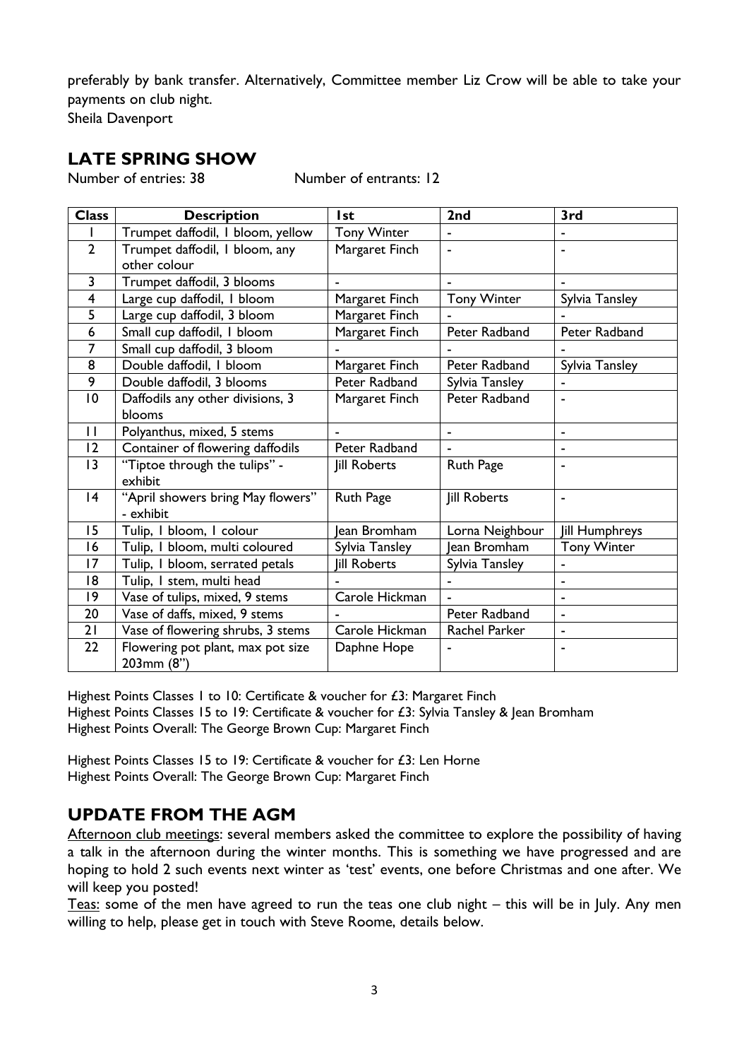preferably by bank transfer. Alternatively, Committee member Liz Crow will be able to take your payments on club night.
Sheila Davenport

## LATE SPRING SHOW

Number of entries: 38 Number of entrants: 12

| Class | Description | 1st | 2nd | 3rd |
|---|---|---|---|---|
| 1 | Trumpet daffodil, 1 bloom, yellow | Tony Winter | - | - |
| 2 | Trumpet daffodil, 1 bloom, any other colour | Margaret Finch | - | - |
| 3 | Trumpet daffodil, 3 blooms | - | - | - |
| 4 | Large cup daffodil, 1 bloom | Margaret Finch | Tony Winter | Sylvia Tansley |
| 5 | Large cup daffodil, 3 bloom | Margaret Finch | - | - |
| 6 | Small cup daffodil, 1 bloom | Margaret Finch | Peter Radband | Peter Radband |
| 7 | Small cup daffodil, 3 bloom | - | - | - |
| 8 | Double daffodil, 1 bloom | Margaret Finch | Peter Radband | Sylvia Tansley |
| 9 | Double daffodil, 3 blooms | Peter Radband | Sylvia Tansley | - |
| 10 | Daffodils any other divisions, 3 blooms | Margaret Finch | Peter Radband | - |
| 11 | Polyanthus, mixed, 5 stems | - | - | - |
| 12 | Container of flowering daffodils | Peter Radband | - | - |
| 13 | "Tiptoe through the tulips" - exhibit | Jill Roberts | Ruth Page | - |
| 14 | "April showers bring May flowers" - exhibit | Ruth Page | Jill Roberts | - |
| 15 | Tulip, 1 bloom, 1 colour | Jean Bromham | Lorna Neighbour | Jill Humphreys |
| 16 | Tulip, 1 bloom, multi coloured | Sylvia Tansley | Jean Bromham | Tony Winter |
| 17 | Tulip, 1 bloom, serrated petals | Jill Roberts | Sylvia Tansley | - |
| 18 | Tulip, 1 stem, multi head | - | - | - |
| 19 | Vase of tulips, mixed, 9 stems | Carole Hickman | - | - |
| 20 | Vase of daffs, mixed, 9 stems | - | Peter Radband | - |
| 21 | Vase of flowering shrubs, 3 stems | Carole Hickman | Rachel Parker | - |
| 22 | Flowering pot plant, max pot size 203mm (8") | Daphne Hope | - | - |

Highest Points Classes 1 to 10: Certificate & voucher for £3: Margaret Finch
Highest Points Classes 15 to 19: Certificate & voucher for £3: Sylvia Tansley & Jean Bromham
Highest Points Overall: The George Brown Cup: Margaret Finch

Highest Points Classes 15 to 19: Certificate & voucher for £3: Len Horne
Highest Points Overall: The George Brown Cup: Margaret Finch

## UPDATE FROM THE AGM

Afternoon club meetings: several members asked the committee to explore the possibility of having a talk in the afternoon during the winter months. This is something we have progressed and are hoping to hold 2 such events next winter as 'test' events, one before Christmas and one after. We will keep you posted!

Teas: some of the men have agreed to run the teas one club night – this will be in July. Any men willing to help, please get in touch with Steve Roome, details below.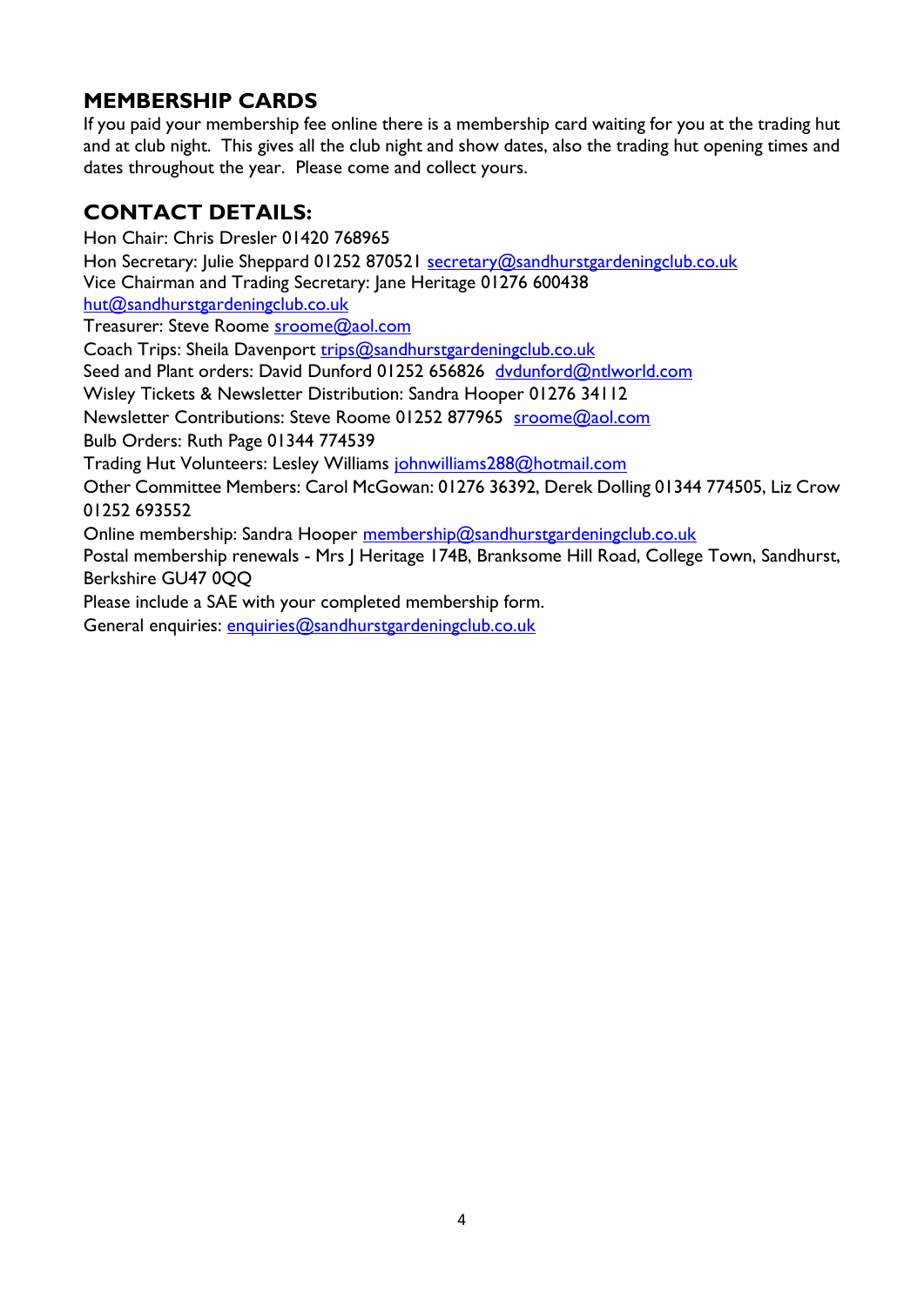## MEMBERSHIP CARDS

If you paid your membership fee online there is a membership card waiting for you at the trading hut and at club night. This gives all the club night and show dates, also the trading hut opening times and dates throughout the year. Please come and collect yours.

## CONTACT DETAILS:

Hon Chair: Chris Dresler 01420 768965
Hon Secretary: Julie Sheppard 01252 870521 secretary@sandhurstgardeningclub.co.uk
Vice Chairman and Trading Secretary: Jane Heritage 01276 600438
hut@sandhurstgardeningclub.co.uk
Treasurer: Steve Roome sroome@aol.com
Coach Trips: Sheila Davenport trips@sandhurstgardeningclub.co.uk
Seed and Plant orders: David Dunford 01252 656826 dvdunford@ntlworld.com
Wisley Tickets & Newsletter Distribution: Sandra Hooper 01276 34112
Newsletter Contributions: Steve Roome 01252 877965 sroome@aol.com
Bulb Orders: Ruth Page 01344 774539
Trading Hut Volunteers: Lesley Williams johnwilliams288@hotmail.com
Other Committee Members: Carol McGowan: 01276 36392, Derek Dolling 01344 774505, Liz Crow 01252 693552
Online membership: Sandra Hooper membership@sandhurstgardeningclub.co.uk
Postal membership renewals - Mrs J Heritage 174B, Branksome Hill Road, College Town, Sandhurst, Berkshire GU47 0QQ
Please include a SAE with your completed membership form.
General enquiries: enquiries@sandhurstgardeningclub.co.uk